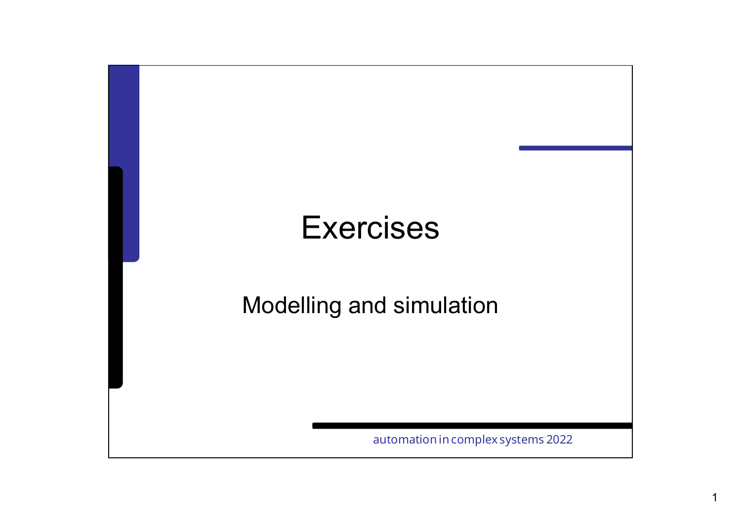# Exercises

## Modelling and simulation

automation in complex systems 2022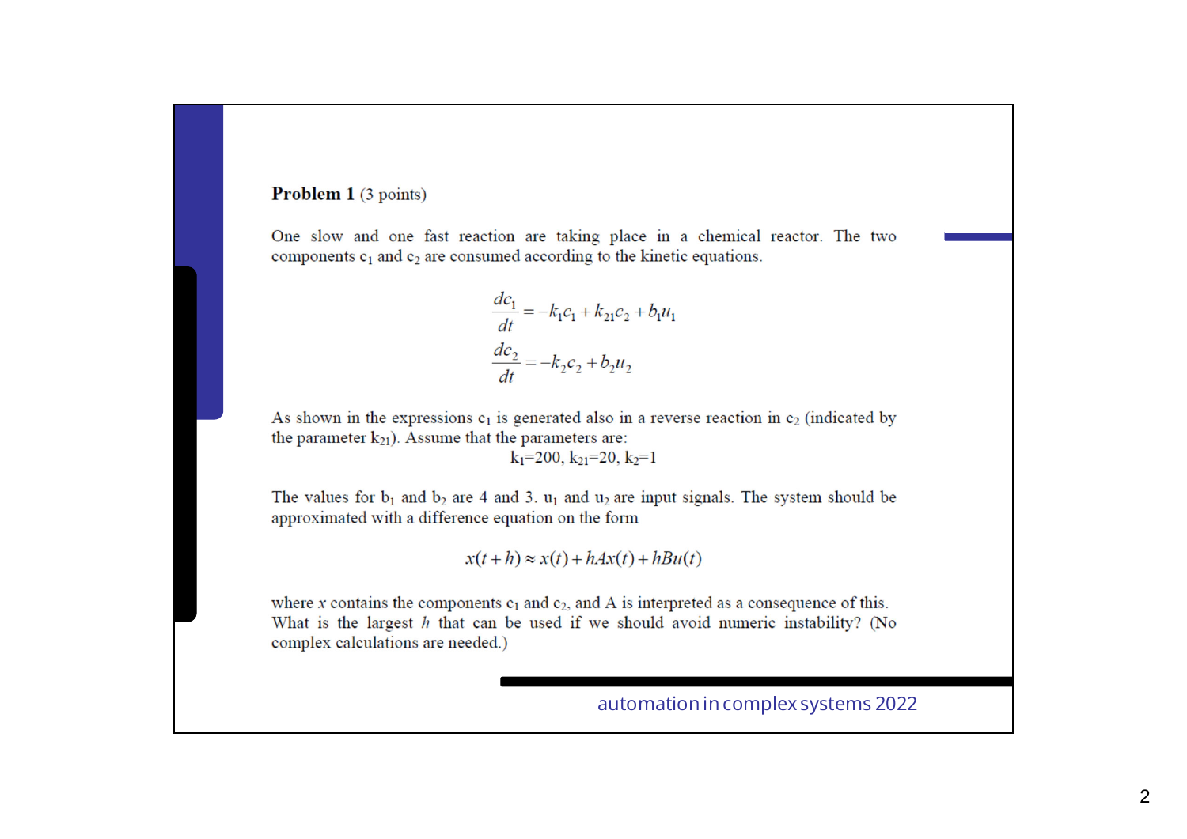**Problem 1** (3 points)

One slow and one fast reaction are taking place in a chemical reactor. The two components $c_1$ and $c_2$ are consumed according to the kinetic equations.

$$\frac{dc_1}{dt} = -k_1 c_1 + k_{21} c_2 + b_1 u_1$$

$$\frac{dc_2}{dt} = -k_2 c_2 + b_2 u_2$$

As shown in the expressions $c_1$ is generated also in a reverse reaction in $c_2$ (indicated by the parameter $k_{21}$). Assume that the parameters are:

$$k_1 = 200,\ k_{21} = 20,\ k_2 = 1$$

The values for $b_1$ and $b_2$ are 4 and 3. $u_1$ and $u_2$ are input signals. The system should be approximated with a difference equation on the form

$$x(t+h) \approx x(t) + hAx(t) + hBu(t)$$

where $x$ contains the components $c_1$ and $c_2$, and A is interpreted as a consequence of this. What is the largest $h$ that can be used if we should avoid numeric instability? (No complex calculations are needed.)

automation in complex systems 2022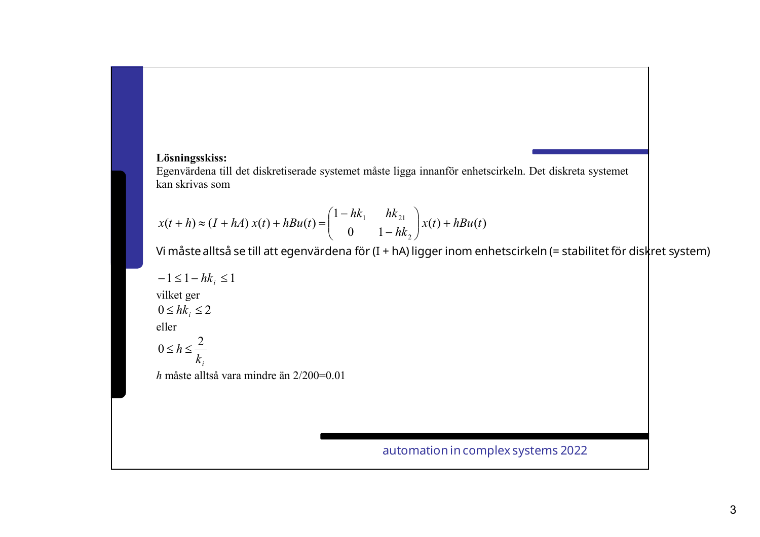**Lösningsskiss:**
Egenvärdena till det diskretiserade systemet måste ligga innanför enhetscirkeln. Det diskreta systemet kan skrivas som

$$x(t+h) \approx (I + hA)\, x(t) + hBu(t) = \begin{pmatrix} 1 - hk_1 & hk_{21} \\ 0 & 1 - hk_2 \end{pmatrix} x(t) + hBu(t)$$

Vi måste alltså se till att egenvärdena för (I + hA) ligger inom enhetscirkeln (= stabilitet för diskret system)

$$-1 \le 1 - hk_i \le 1$$

vilket ger

$$0 \le hk_i \le 2$$

eller

$$0 \le h \le \frac{2}{k_i}$$

$h$ måste alltså vara mindre än 2/200=0.01

automation in complex systems 2022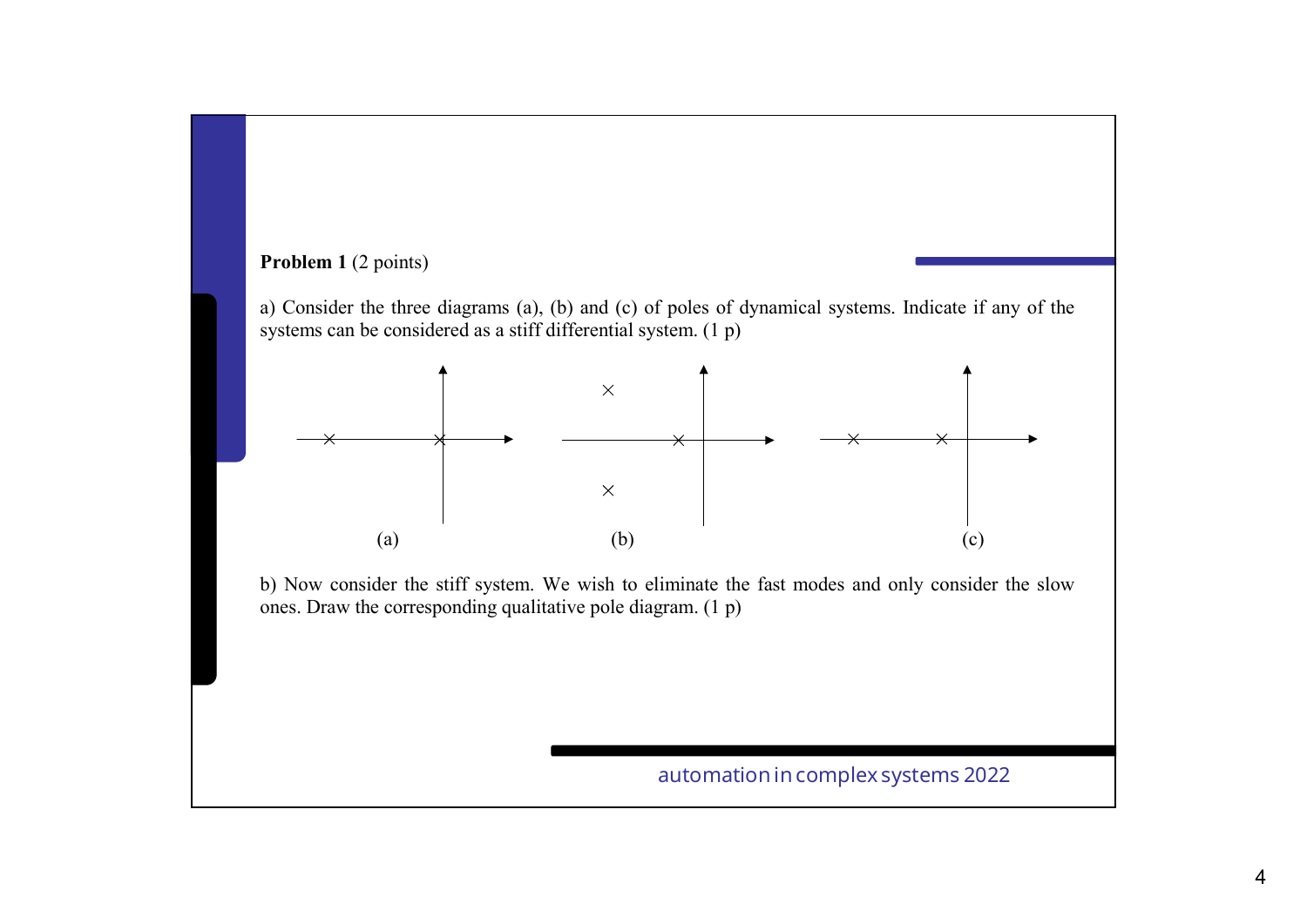**Problem 1** (2 points)

a) Consider the three diagrams (a), (b) and (c) of poles of dynamical systems. Indicate if any of the systems can be considered as a stiff differential system. (1 p)

(a) (b) (c)

b) Now consider the stiff system. We wish to eliminate the fast modes and only consider the slow ones. Draw the corresponding qualitative pole diagram. (1 p)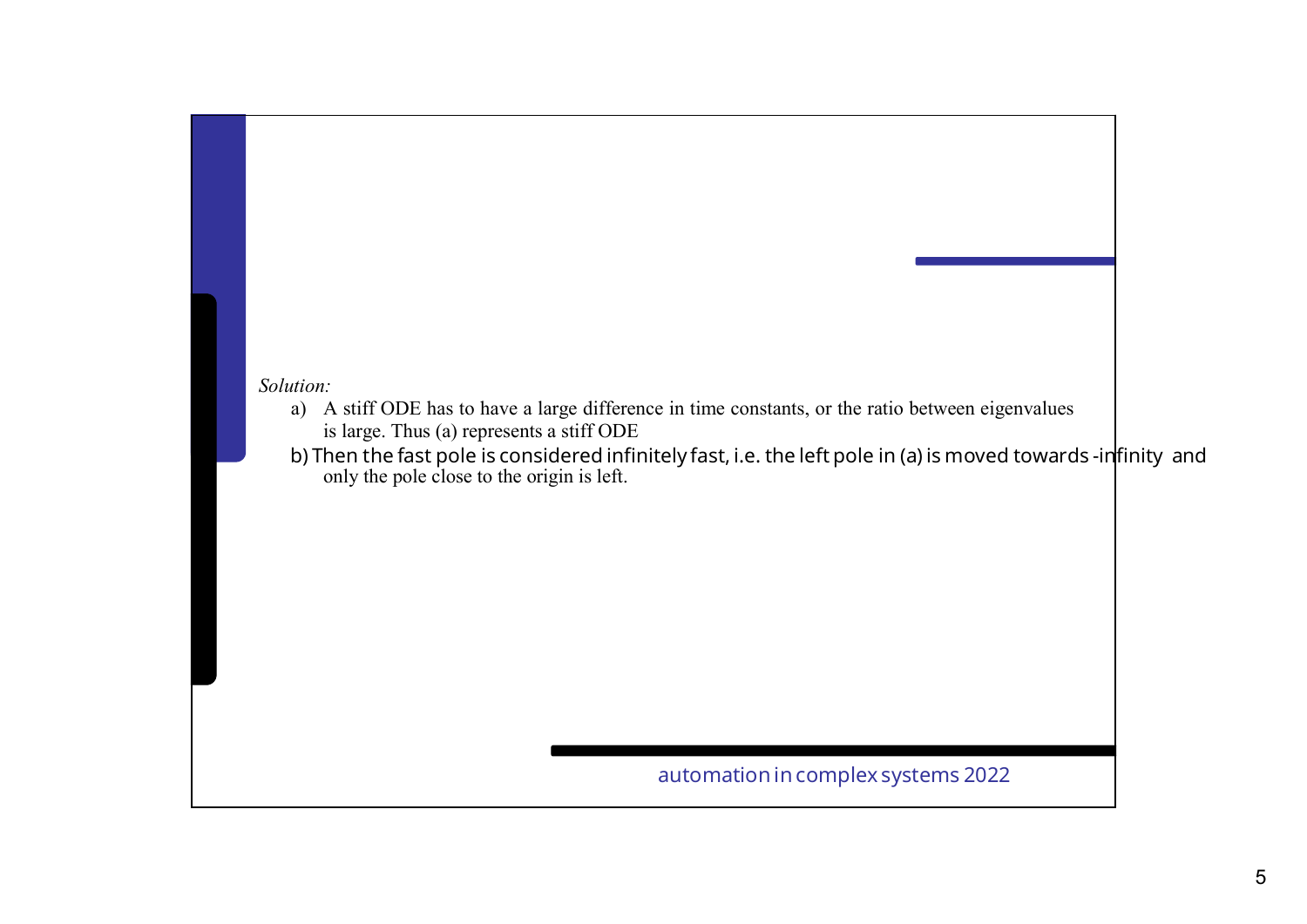*Solution:*

a) A stiff ODE has to have a large difference in time constants, or the ratio between eigenvalues is large. Thus (a) represents a stiff ODE

b) Then the fast pole is considered infinitely fast, i.e. the left pole in (a) is moved towards -infinity and only the pole close to the origin is left.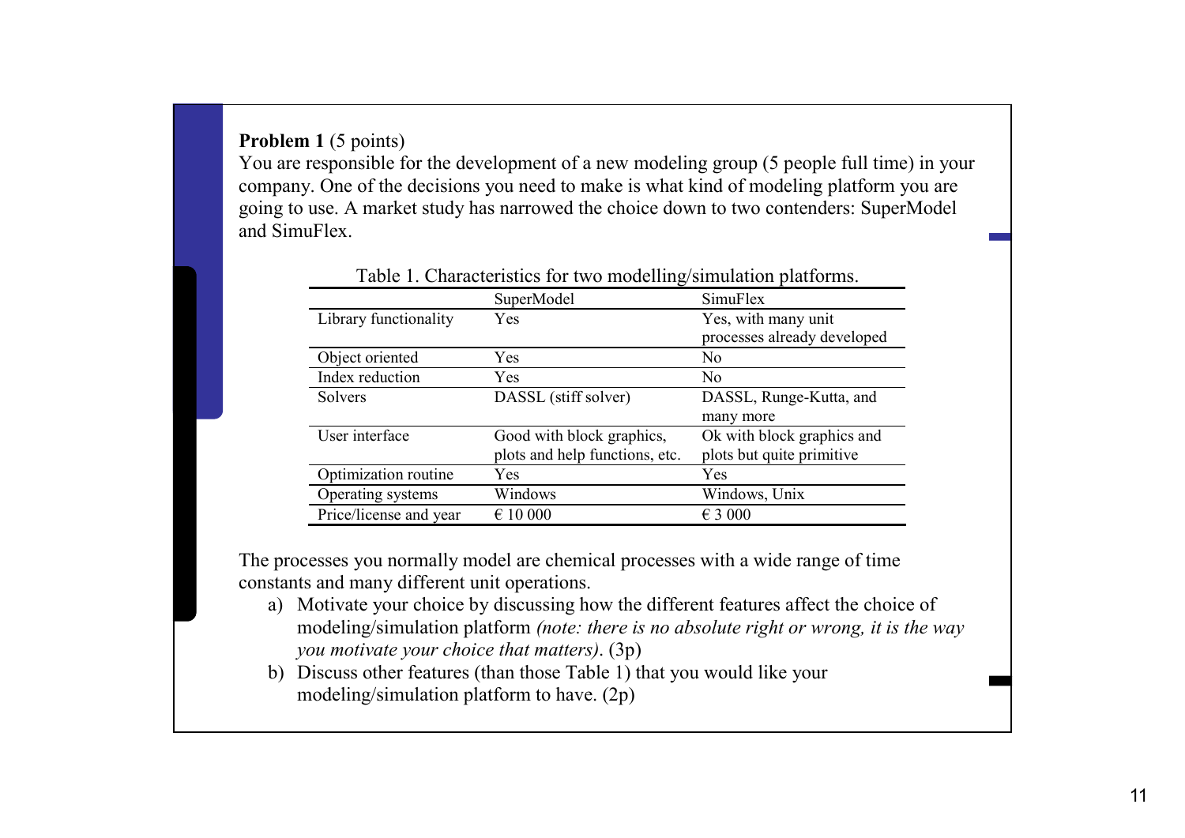**Problem 1** (5 points)

You are responsible for the development of a new modeling group (5 people full time) in your company. One of the decisions you need to make is what kind of modeling platform you are going to use. A market study has narrowed the choice down to two contenders: SuperModel and SimuFlex.

Table 1. Characteristics for two modelling/simulation platforms.

| | SuperModel | SimuFlex |
|---|---|---|
| Library functionality | Yes | Yes, with many unit processes already developed |
| Object oriented | Yes | No |
| Index reduction | Yes | No |
| Solvers | DASSL (stiff solver) | DASSL, Runge-Kutta, and many more |
| User interface | Good with block graphics, plots and help functions, etc. | Ok with block graphics and plots but quite primitive |
| Optimization routine | Yes | Yes |
| Operating systems | Windows | Windows, Unix |
| Price/license and year | € 10 000 | € 3 000 |

The processes you normally model are chemical processes with a wide range of time constants and many different unit operations.

a) Motivate your choice by discussing how the different features affect the choice of modeling/simulation platform *(note: there is no absolute right or wrong, it is the way you motivate your choice that matters)*. (3p)

b) Discuss other features (than those Table 1) that you would like your modeling/simulation platform to have. (2p)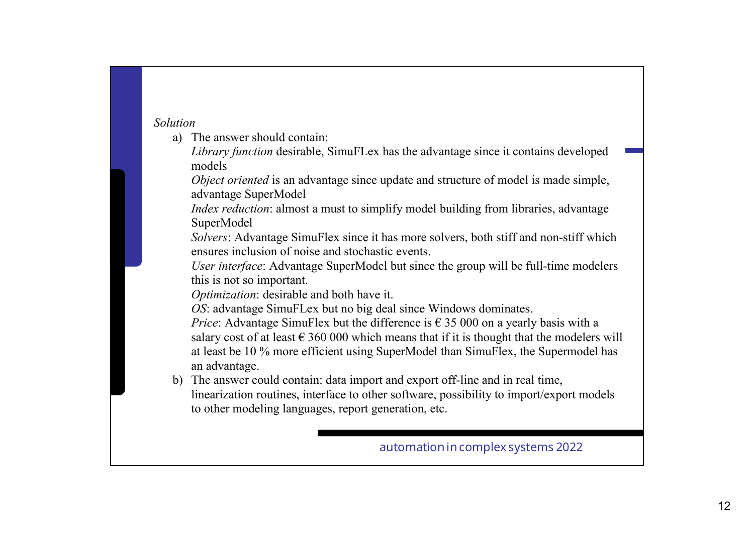*Solution*

a) The answer should contain:
   *Library function* desirable, SimuFLex has the advantage since it contains developed models
   *Object oriented* is an advantage since update and structure of model is made simple, advantage SuperModel
   *Index reduction*: almost a must to simplify model building from libraries, advantage SuperModel
   *Solvers*: Advantage SimuFlex since it has more solvers, both stiff and non-stiff which ensures inclusion of noise and stochastic events.
   *User interface*: Advantage SuperModel but since the group will be full-time modelers this is not so important.
   *Optimization*: desirable and both have it.
   *OS*: advantage SimuFLex but no big deal since Windows dominates.
   *Price*: Advantage SimuFlex but the difference is € 35 000 on a yearly basis with a salary cost of at least € 360 000 which means that if it is thought that the modelers will at least be 10 % more efficient using SuperModel than SimuFlex, the Supermodel has an advantage.

b) The answer could contain: data import and export off-line and in real time, linearization routines, interface to other software, possibility to import/export models to other modeling languages, report generation, etc.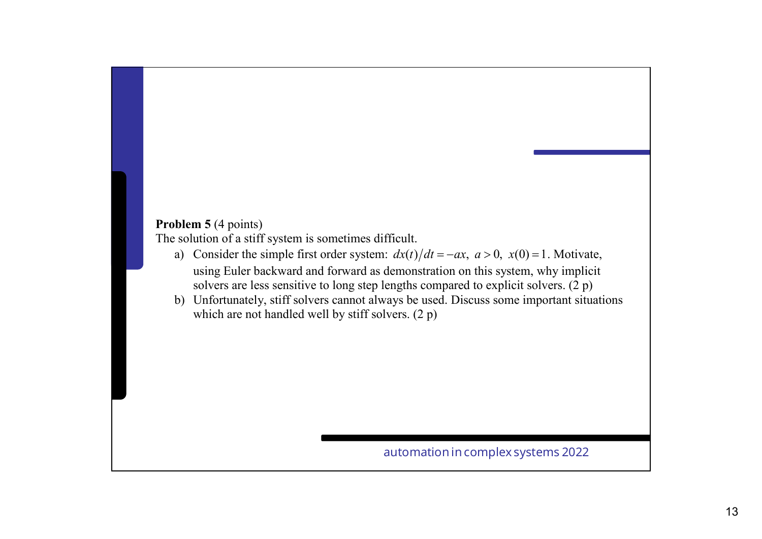**Problem 5** (4 points)
The solution of a stiff system is sometimes difficult.

a) Consider the simple first order system: $dx(t)/dt = -ax,\ a > 0,\ x(0) = 1$. Motivate, using Euler backward and forward as demonstration on this system, why implicit solvers are less sensitive to long step lengths compared to explicit solvers. (2 p)

b) Unfortunately, stiff solvers cannot always be used. Discuss some important situations which are not handled well by stiff solvers. (2 p)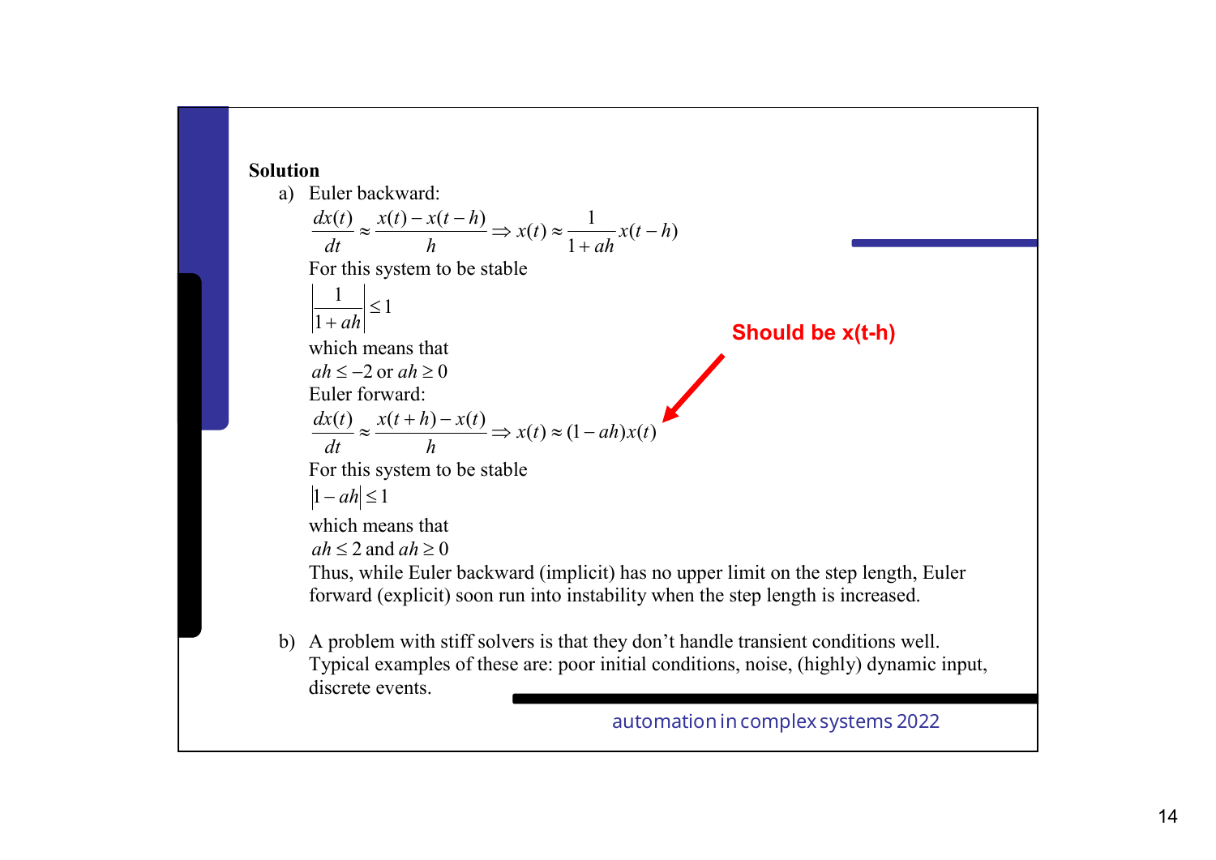**Solution**

a) Euler backward:

$$\frac{dx(t)}{dt} \approx \frac{x(t)-x(t-h)}{h} \Rightarrow x(t) \approx \frac{1}{1+ah}x(t-h)$$

For this system to be stable

$$\left|\frac{1}{1+ah}\right| \leq 1$$

which means that

$ah \leq -2$ or $ah \geq 0$

Euler forward:

$$\frac{dx(t)}{dt} \approx \frac{x(t+h)-x(t)}{h} \Rightarrow x(t) \approx (1-ah)x(t)$$

Should be x(t-h)

For this system to be stable

$$|1-ah| \leq 1$$

which means that

$ah \leq 2$ and $ah \geq 0$

Thus, while Euler backward (implicit) has no upper limit on the step length, Euler forward (explicit) soon run into instability when the step length is increased.

b) A problem with stiff solvers is that they don't handle transient conditions well. Typical examples of these are: poor initial conditions, noise, (highly) dynamic input, discrete events.